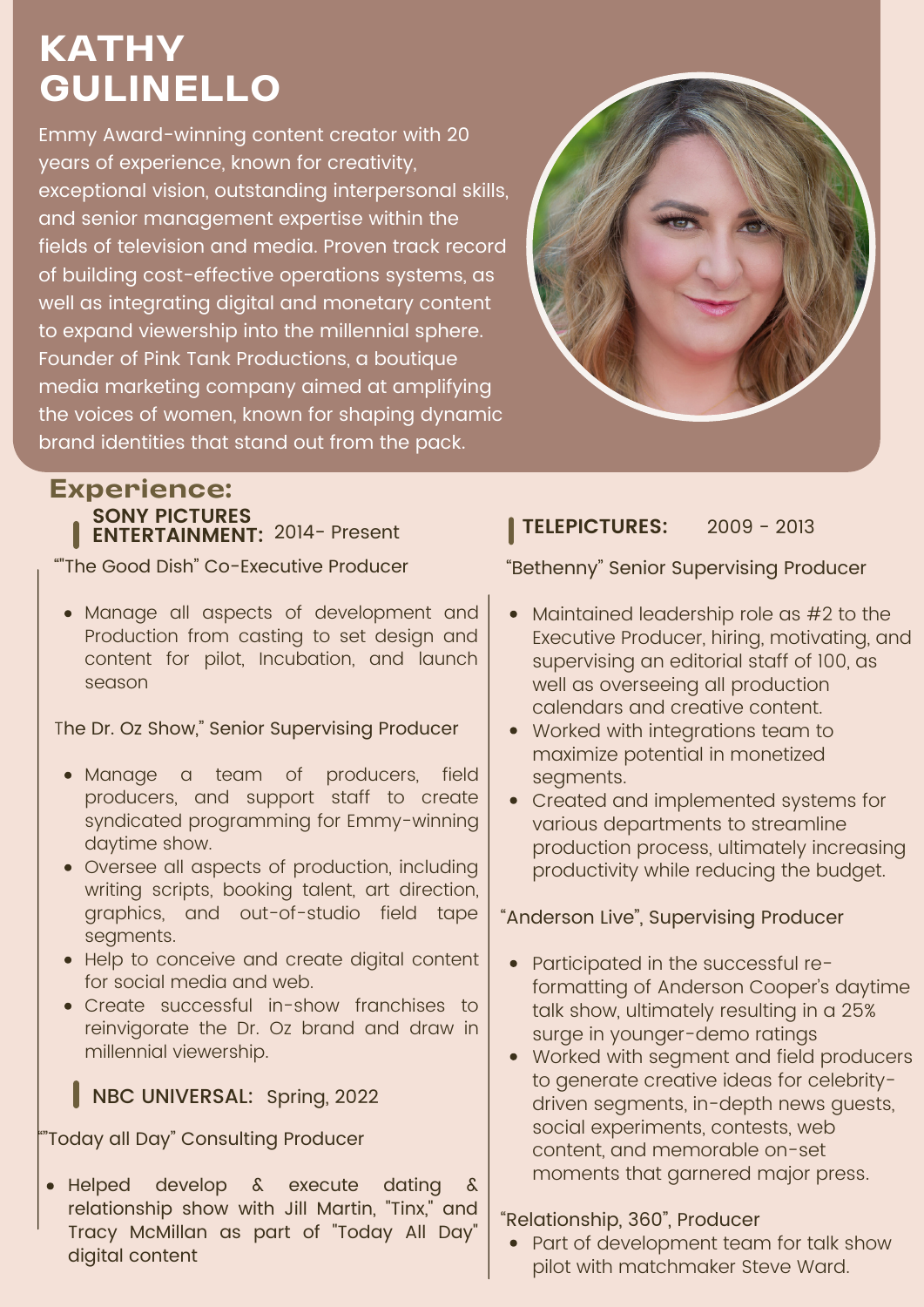# KATHY GULINELLO

Emmy Award-winning content creator with 20 years of experience, known for creativity, exceptional vision, outstanding interpersonal skills, and senior management expertise within the fields of television and media. Proven track record of building cost-effective operations systems, as well as integrating digital and monetary content to expand viewership into the millennial sphere. Founder of Pink Tank Productions, a boutique media marketing company aimed at amplifying the voices of women, known for shaping dynamic brand identities that stand out from the pack.

## Experience:

### SONY PICTURES ENTERTAINMENT: 2014- Present

""The Good Dish" Co-Executive Producer

- Manage all aspects of development and Production from casting to set design and content for pilot, Incubation, and launch season

The Dr. Oz Show," Senior Supervising Producer

- Manage a team of producers, field producers, and support staff to create syndicated programming for Emmy-winning daytime show.
- Oversee all aspects of production, including writing scripts, booking talent, art direction, graphics, and out-of-studio field tape segments.
- Help to conceive and create digital content for social media and web.
- Create successful in-show franchises to reinvigorate the Dr. Oz brand and draw in millennial viewership.

### NBC UNIVERSAL: Spring, 2022

""Today all Day" Consulting Producer

- Helped develop & execute dating & relationship show with Jill Martin, "Tinx," and Tracy McMillan as part of "Today All Day" digital content

### TELEPICTURES: 2009 - 2013

"Bethenny" Senior Supervising Producer

- Maintained leadership role as #2 to the Executive Producer, hiring, motivating, and supervising an editorial staff of 100, as well as overseeing all production calendars and creative content.
- Worked with integrations team to maximize potential in monetized segments.
- Created and implemented systems for various departments to streamline production process, ultimately increasing productivity while reducing the budget.

"Anderson Live", Supervising Producer

- Participated in the successful re-formatting of Anderson Cooper's daytime talk show, ultimately resulting in a 25% surge in younger-demo ratings
- Worked with segment and field producers to generate creative ideas for celebrity-driven segments, in-depth news guests, social experiments, contests, web content, and memorable on-set moments that garnered major press.

"Relationship, 360", Producer

- Part of development team for talk show pilot with matchmaker Steve Ward.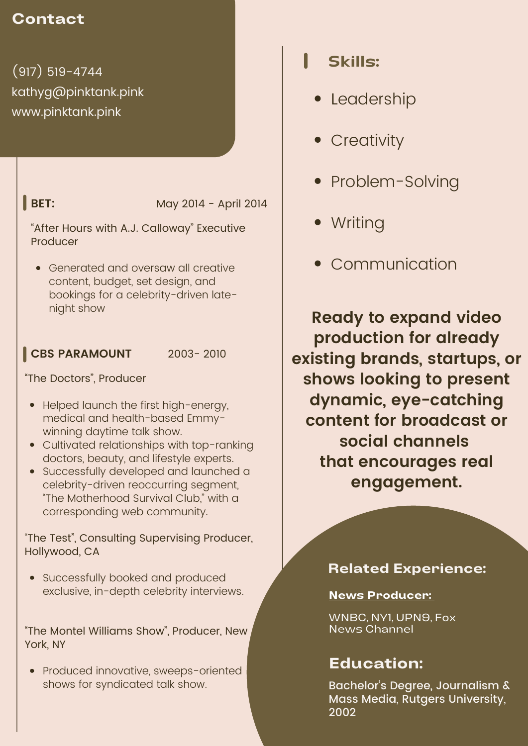## Contact

(917) 519-4744
kathyg@pinktank.pink
www.pinktank.pink

### BET: May 2014 - April 2014

"After Hours with A.J. Calloway" Executive Producer

- Generated and oversaw all creative content, budget, set design, and bookings for a celebrity-driven late-night show

### CBS PARAMOUNT 2003- 2010

"The Doctors", Producer

- Helped launch the first high-energy, medical and health-based Emmy-winning daytime talk show.
- Cultivated relationships with top-ranking doctors, beauty, and lifestyle experts.
- Successfully developed and launched a celebrity-driven reoccurring segment, "The Motherhood Survival Club," with a corresponding web community.

"The Test", Consulting Supervising Producer, Hollywood, CA

- Successfully booked and produced exclusive, in-depth celebrity interviews.

"The Montel Williams Show", Producer, New York, NY

- Produced innovative, sweeps-oriented shows for syndicated talk show.

## Skills:

- Leadership
- Creativity
- Problem-Solving
- Writing
- Communication

**Ready to expand video production for already existing brands, startups, or shows looking to present dynamic, eye-catching content for broadcast or social channels that encourages real engagement.**

## Related Experience:

**News Producer:**

WNBC, NY1, UPN9, Fox News Channel

## Education:

Bachelor's Degree, Journalism & Mass Media, Rutgers University, 2002